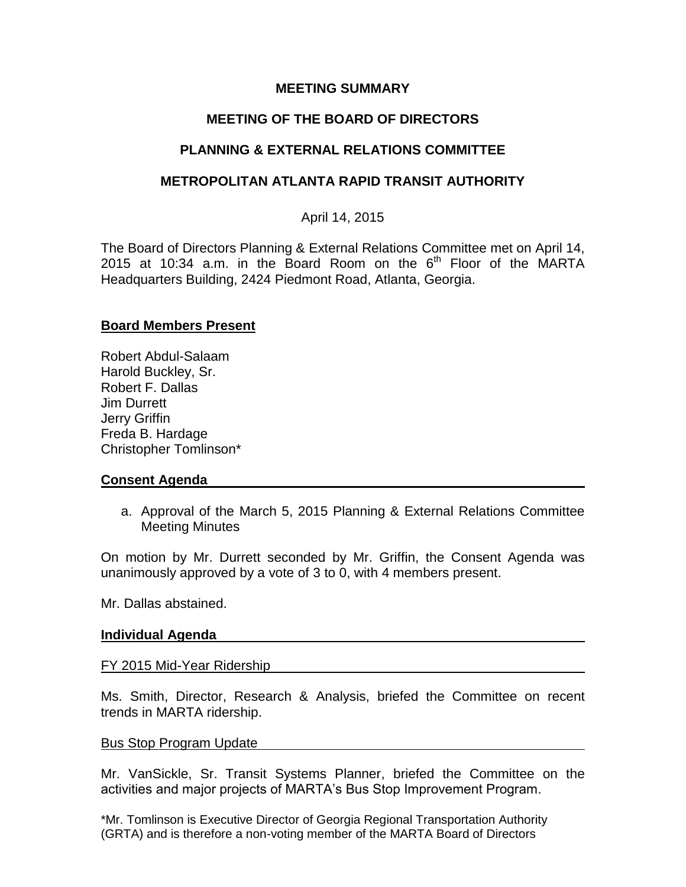# MEETING SUMMARY

## MEETING OF THE BOARD OF DIRECTORS

## PLANNING & EXTERNAL RELATIONS COMMITTEE

## METROPOLITAN ATLANTA RAPID TRANSIT AUTHORITY

April 14, 2015

The Board of Directors Planning & External Relations Committee met on April 14, 2015 at 10:34 a.m. in the Board Room on the 6th Floor of the MARTA Headquarters Building, 2424 Piedmont Road, Atlanta, Georgia.

**Board Members Present**

Robert Abdul-Salaam
Harold Buckley, Sr.
Robert F. Dallas
Jim Durrett
Jerry Griffin
Freda B. Hardage
Christopher Tomlinson*

**Consent Agenda**

a. Approval of the March 5, 2015 Planning & External Relations Committee Meeting Minutes

On motion by Mr. Durrett seconded by Mr. Griffin, the Consent Agenda was unanimously approved by a vote of 3 to 0, with 4 members present.

Mr. Dallas abstained.

**Individual Agenda**

FY 2015 Mid-Year Ridership

Ms. Smith, Director, Research & Analysis, briefed the Committee on recent trends in MARTA ridership.

Bus Stop Program Update

Mr. VanSickle, Sr. Transit Systems Planner, briefed the Committee on the activities and major projects of MARTA's Bus Stop Improvement Program.

*Mr. Tomlinson is Executive Director of Georgia Regional Transportation Authority (GRTA) and is therefore a non-voting member of the MARTA Board of Directors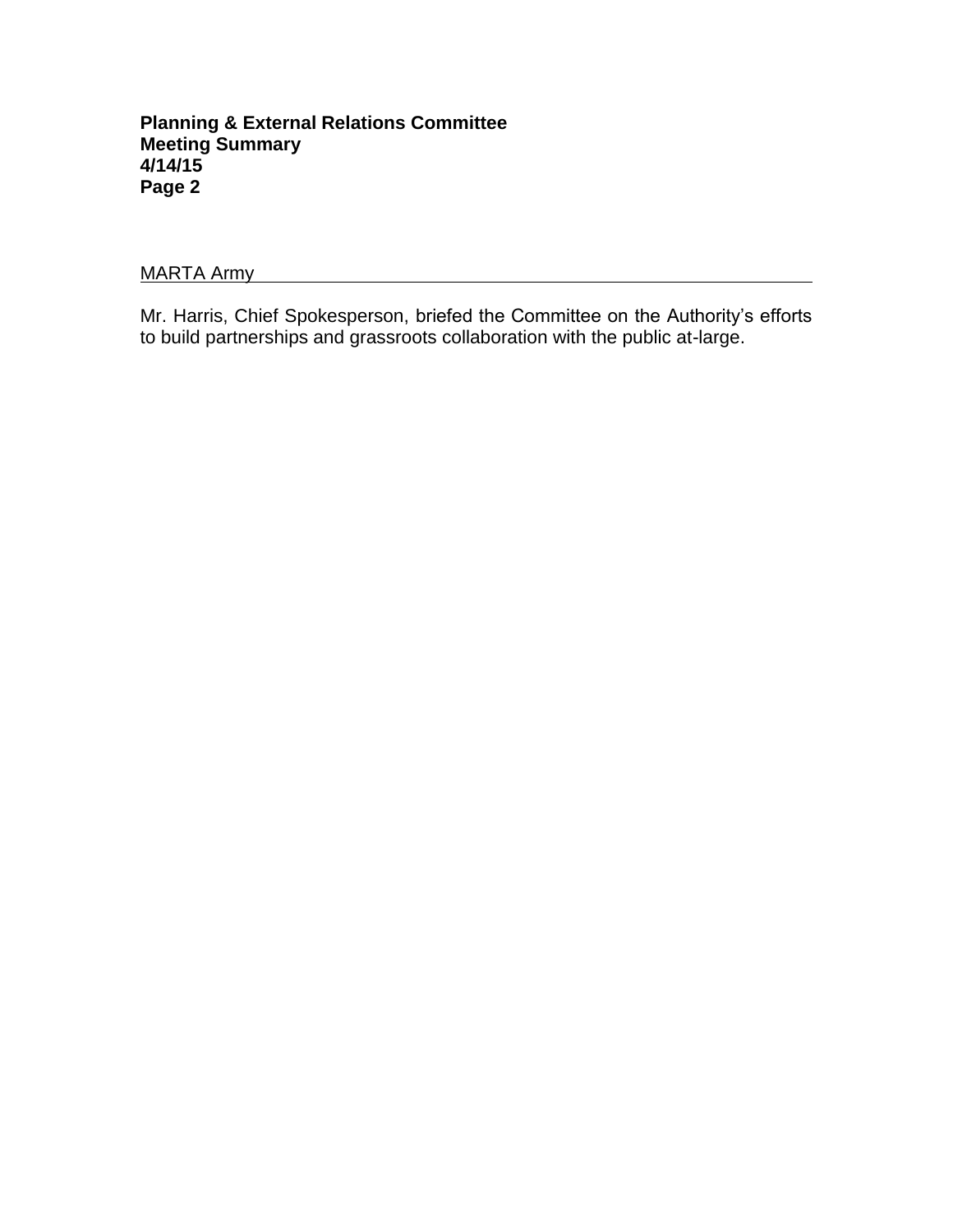MARTA Army

Mr. Harris, Chief Spokesperson, briefed the Committee on the Authority's efforts to build partnerships and grassroots collaboration with the public at-large.